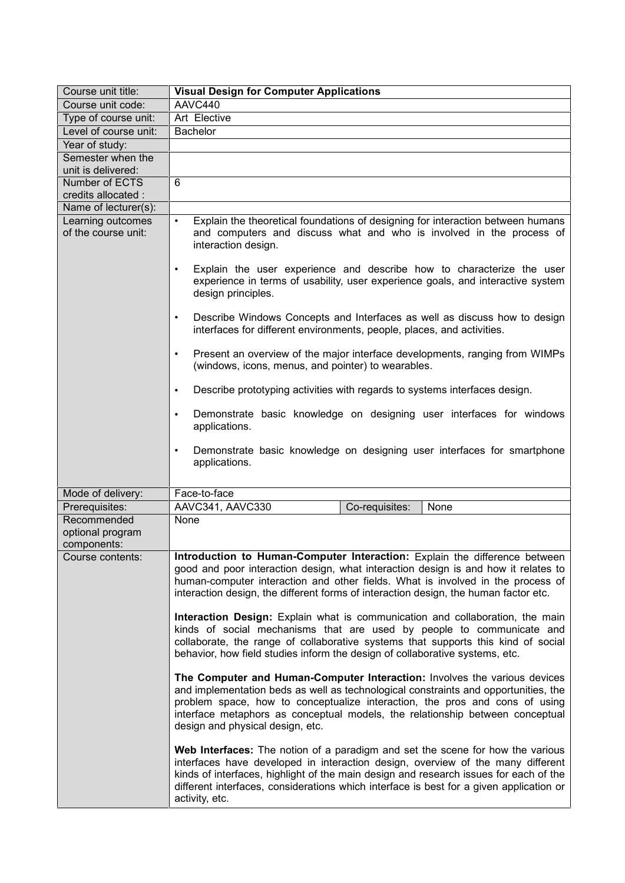| Course unit title: | **Visual Design for Computer Applications** | | |
|---|---|---|---|
| Course unit code: | AAVC440 | | |
| Type of course unit: | Art Elective | | |
| Level of course unit: | Bachelor | | |
| Year of study: | | | |
| Semester when the unit is delivered: | | | |
| Number of ECTS credits allocated : | 6 | | |
| Name of lecturer(s): | | | |
| Learning outcomes of the course unit: | • Explain the theoretical foundations of designing for interaction between humans and computers and discuss what and who is involved in the process of interaction design.<br><br>• Explain the user experience and describe how to characterize the user experience in terms of usability, user experience goals, and interactive system design principles.<br><br>• Describe Windows Concepts and Interfaces as well as discuss how to design interfaces for different environments, people, places, and activities.<br><br>• Present an overview of the major interface developments, ranging from WIMPs (windows, icons, menus, and pointer) to wearables.<br><br>• Describe prototyping activities with regards to systems interfaces design.<br><br>• Demonstrate basic knowledge on designing user interfaces for windows applications.<br><br>• Demonstrate basic knowledge on designing user interfaces for smartphone applications. | | |
| Mode of delivery: | Face-to-face | | |
| Prerequisites: | AAVC341, AAVC330 | Co-requisites: | None |
| Recommended optional program components: | None | | |
| Course contents: | **Introduction to Human-Computer Interaction:** Explain the difference between good and poor interaction design, what interaction design is and how it relates to human-computer interaction and other fields. What is involved in the process of interaction design, the different forms of interaction design, the human factor etc.<br><br>**Interaction Design:** Explain what is communication and collaboration, the main kinds of social mechanisms that are used by people to communicate and collaborate, the range of collaborative systems that supports this kind of social behavior, how field studies inform the design of collaborative systems, etc.<br><br>**The Computer and Human-Computer Interaction:** Involves the various devices and implementation beds as well as technological constraints and opportunities, the problem space, how to conceptualize interaction, the pros and cons of using interface metaphors as conceptual models, the relationship between conceptual design and physical design, etc.<br><br>**Web Interfaces:** The notion of a paradigm and set the scene for how the various interfaces have developed in interaction design, overview of the many different kinds of interfaces, highlight of the main design and research issues for each of the different interfaces, considerations which interface is best for a given application or activity, etc. | | |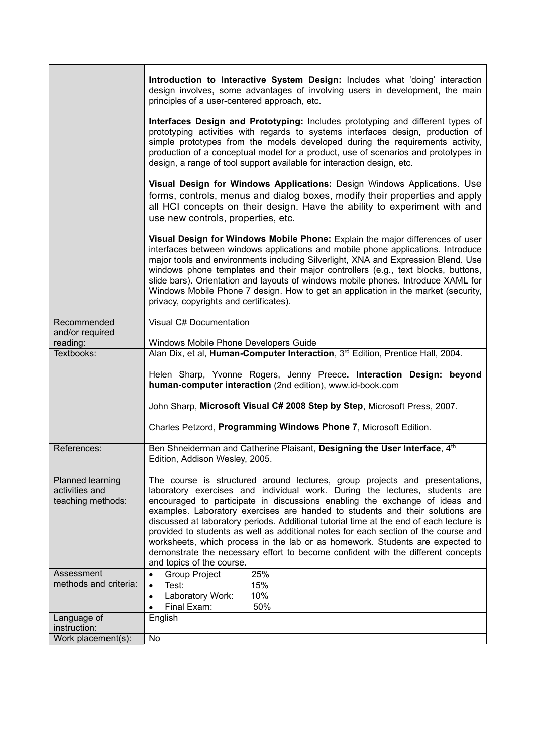| | |
|---|---|
| | **Introduction to Interactive System Design:** Includes what 'doing' interaction design involves, some advantages of involving users in development, the main principles of a user-centered approach, etc.<br><br>**Interfaces Design and Prototyping:** Includes prototyping and different types of prototyping activities with regards to systems interfaces design, production of simple prototypes from the models developed during the requirements activity, production of a conceptual model for a product, use of scenarios and prototypes in design, a range of tool support available for interaction design, etc.<br><br>**Visual Design for Windows Applications:** Design Windows Applications. Use forms, controls, menus and dialog boxes, modify their properties and apply all HCI concepts on their design. Have the ability to experiment with and use new controls, properties, etc.<br><br>**Visual Design for Windows Mobile Phone:** Explain the major differences of user interfaces between windows applications and mobile phone applications. Introduce major tools and environments including Silverlight, XNA and Expression Blend. Use windows phone templates and their major controllers (e.g., text blocks, buttons, slide bars). Orientation and layouts of windows mobile phones. Introduce XAML for Windows Mobile Phone 7 design. How to get an application in the market (security, privacy, copyrights and certificates). |
| Recommended and/or required reading: | Visual C# Documentation<br><br>Windows Mobile Phone Developers Guide |
| Textbooks: | Alan Dix, et al, **Human-Computer Interaction**, 3rd Edition, Prentice Hall, 2004.<br><br>Helen Sharp, Yvonne Rogers, Jenny Preece**. Interaction Design: beyond human-computer interaction** (2nd edition), www.id-book.com<br><br>John Sharp, **Microsoft Visual C# 2008 Step by Step**, Microsoft Press, 2007.<br><br>Charles Petzord, **Programming Windows Phone 7**, Microsoft Edition. |
| References: | Ben Shneiderman and Catherine Plaisant, **Designing the User Interface**, 4th Edition, Addison Wesley, 2005. |
| Planned learning activities and teaching methods: | The course is structured around lectures, group projects and presentations, laboratory exercises and individual work. During the lectures, students are encouraged to participate in discussions enabling the exchange of ideas and examples. Laboratory exercises are handed to students and their solutions are discussed at laboratory periods. Additional tutorial time at the end of each lecture is provided to students as well as additional notes for each section of the course and worksheets, which process in the lab or as homework. Students are expected to demonstrate the necessary effort to become confident with the different concepts and topics of the course. |
| Assessment methods and criteria: | • Group Project 25%<br>• Test: 15%<br>• Laboratory Work: 10%<br>• Final Exam: 50% |
| Language of instruction: | English |
| Work placement(s): | No |